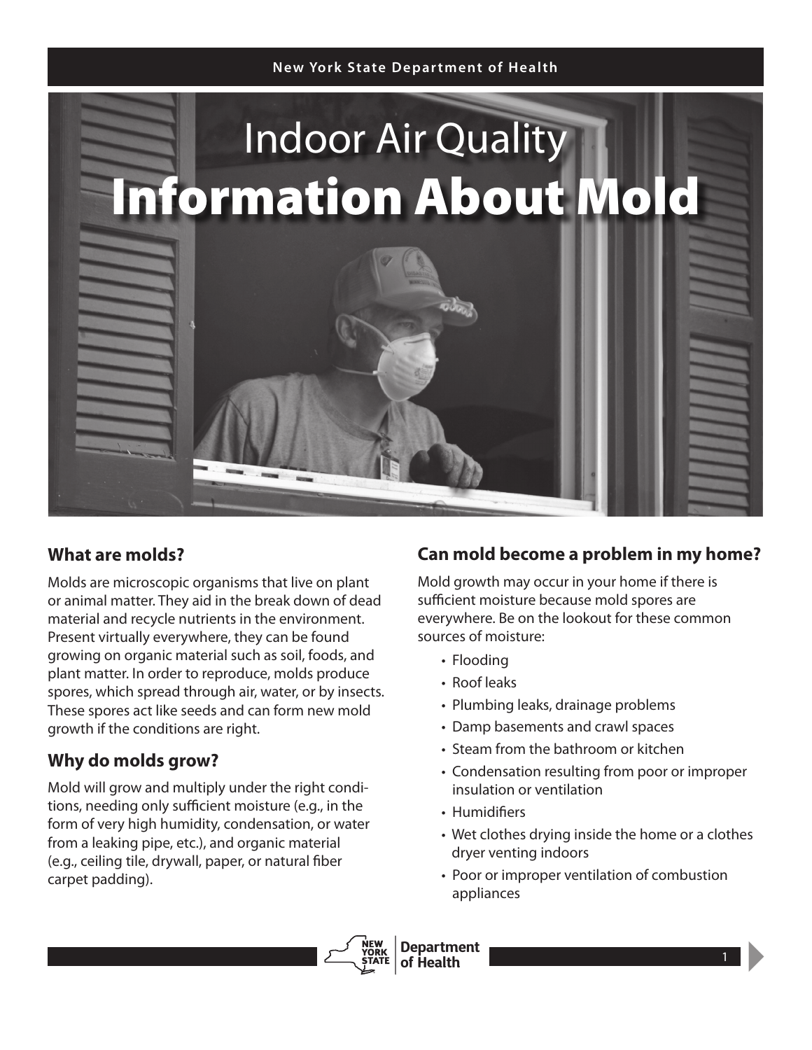# Indoor Air Quality
# Information About Mold

## What are molds?

Molds are microscopic organisms that live on plant or animal matter. They aid in the break down of dead material and recycle nutrients in the environment. Present virtually everywhere, they can be found growing on organic material such as soil, foods, and plant matter. In order to reproduce, molds produce spores, which spread through air, water, or by insects. These spores act like seeds and can form new mold growth if the conditions are right.

## Why do molds grow?

Mold will grow and multiply under the right conditions, needing only sufficient moisture (e.g., in the form of very high humidity, condensation, or water from a leaking pipe, etc.), and organic material (e.g., ceiling tile, drywall, paper, or natural fiber carpet padding).

## Can mold become a problem in my home?

Mold growth may occur in your home if there is sufficient moisture because mold spores are everywhere. Be on the lookout for these common sources of moisture:

- Flooding
- Roof leaks
- Plumbing leaks, drainage problems
- Damp basements and crawl spaces
- Steam from the bathroom or kitchen
- Condensation resulting from poor or improper insulation or ventilation
- Humidifiers
- Wet clothes drying inside the home or a clothes dryer venting indoors
- Poor or improper ventilation of combustion appliances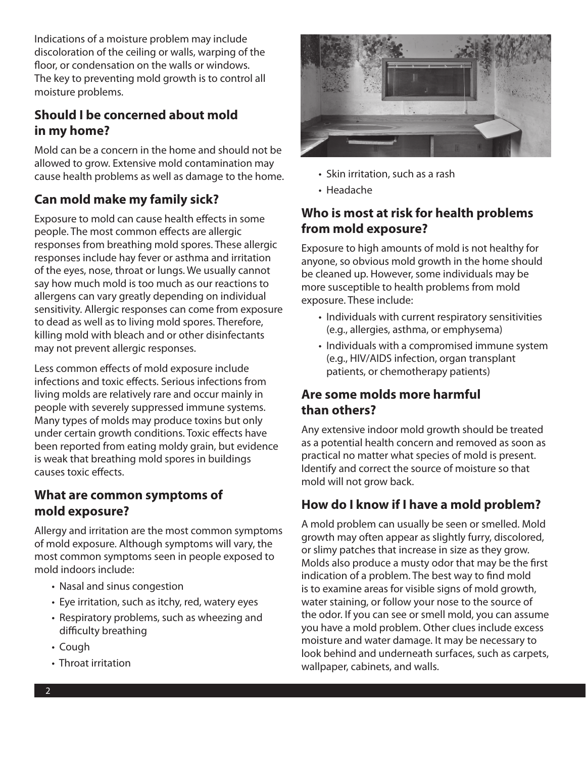Indications of a moisture problem may include discoloration of the ceiling or walls, warping of the floor, or condensation on the walls or windows. The key to preventing mold growth is to control all moisture problems.

## Should I be concerned about mold in my home?

Mold can be a concern in the home and should not be allowed to grow. Extensive mold contamination may cause health problems as well as damage to the home.

## Can mold make my family sick?

Exposure to mold can cause health effects in some people. The most common effects are allergic responses from breathing mold spores. These allergic responses include hay fever or asthma and irritation of the eyes, nose, throat or lungs. We usually cannot say how much mold is too much as our reactions to allergens can vary greatly depending on individual sensitivity. Allergic responses can come from exposure to dead as well as to living mold spores. Therefore, killing mold with bleach and or other disinfectants may not prevent allergic responses.

Less common effects of mold exposure include infections and toxic effects. Serious infections from living molds are relatively rare and occur mainly in people with severely suppressed immune systems. Many types of molds may produce toxins but only under certain growth conditions. Toxic effects have been reported from eating moldy grain, but evidence is weak that breathing mold spores in buildings causes toxic effects.

## What are common symptoms of mold exposure?

Allergy and irritation are the most common symptoms of mold exposure. Although symptoms will vary, the most common symptoms seen in people exposed to mold indoors include:

- Nasal and sinus congestion
- Eye irritation, such as itchy, red, watery eyes
- Respiratory problems, such as wheezing and difficulty breathing
- Cough
- Throat irritation
- Skin irritation, such as a rash
- Headache

## Who is most at risk for health problems from mold exposure?

Exposure to high amounts of mold is not healthy for anyone, so obvious mold growth in the home should be cleaned up. However, some individuals may be more susceptible to health problems from mold exposure. These include:

- Individuals with current respiratory sensitivities (e.g., allergies, asthma, or emphysema)
- Individuals with a compromised immune system (e.g., HIV/AIDS infection, organ transplant patients, or chemotherapy patients)

## Are some molds more harmful than others?

Any extensive indoor mold growth should be treated as a potential health concern and removed as soon as practical no matter what species of mold is present. Identify and correct the source of moisture so that mold will not grow back.

## How do I know if I have a mold problem?

A mold problem can usually be seen or smelled. Mold growth may often appear as slightly furry, discolored, or slimy patches that increase in size as they grow. Molds also produce a musty odor that may be the first indication of a problem. The best way to find mold is to examine areas for visible signs of mold growth, water staining, or follow your nose to the source of the odor. If you can see or smell mold, you can assume you have a mold problem. Other clues include excess moisture and water damage. It may be necessary to look behind and underneath surfaces, such as carpets, wallpaper, cabinets, and walls.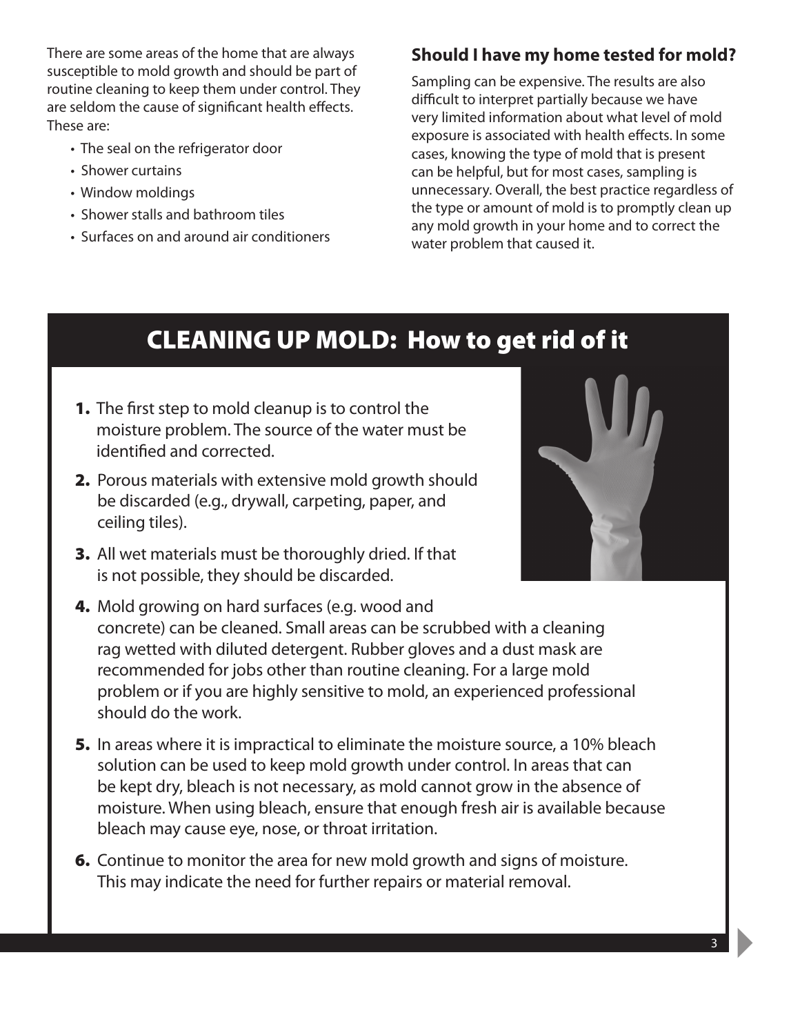There are some areas of the home that are always susceptible to mold growth and should be part of routine cleaning to keep them under control. They are seldom the cause of significant health effects. These are:

- The seal on the refrigerator door
- Shower curtains
- Window moldings
- Shower stalls and bathroom tiles
- Surfaces on and around air conditioners

### Should I have my home tested for mold?

Sampling can be expensive. The results are also difficult to interpret partially because we have very limited information about what level of mold exposure is associated with health effects. In some cases, knowing the type of mold that is present can be helpful, but for most cases, sampling is unnecessary. Overall, the best practice regardless of the type or amount of mold is to promptly clean up any mold growth in your home and to correct the water problem that caused it.

## CLEANING UP MOLD: How to get rid of it

1. The first step to mold cleanup is to control the moisture problem. The source of the water must be identified and corrected.
2. Porous materials with extensive mold growth should be discarded (e.g., drywall, carpeting, paper, and ceiling tiles).
3. All wet materials must be thoroughly dried. If that is not possible, they should be discarded.
4. Mold growing on hard surfaces (e.g. wood and concrete) can be cleaned. Small areas can be scrubbed with a cleaning rag wetted with diluted detergent. Rubber gloves and a dust mask are recommended for jobs other than routine cleaning. For a large mold problem or if you are highly sensitive to mold, an experienced professional should do the work.
5. In areas where it is impractical to eliminate the moisture source, a 10% bleach solution can be used to keep mold growth under control. In areas that can be kept dry, bleach is not necessary, as mold cannot grow in the absence of moisture. When using bleach, ensure that enough fresh air is available because bleach may cause eye, nose, or throat irritation.
6. Continue to monitor the area for new mold growth and signs of moisture. This may indicate the need for further repairs or material removal.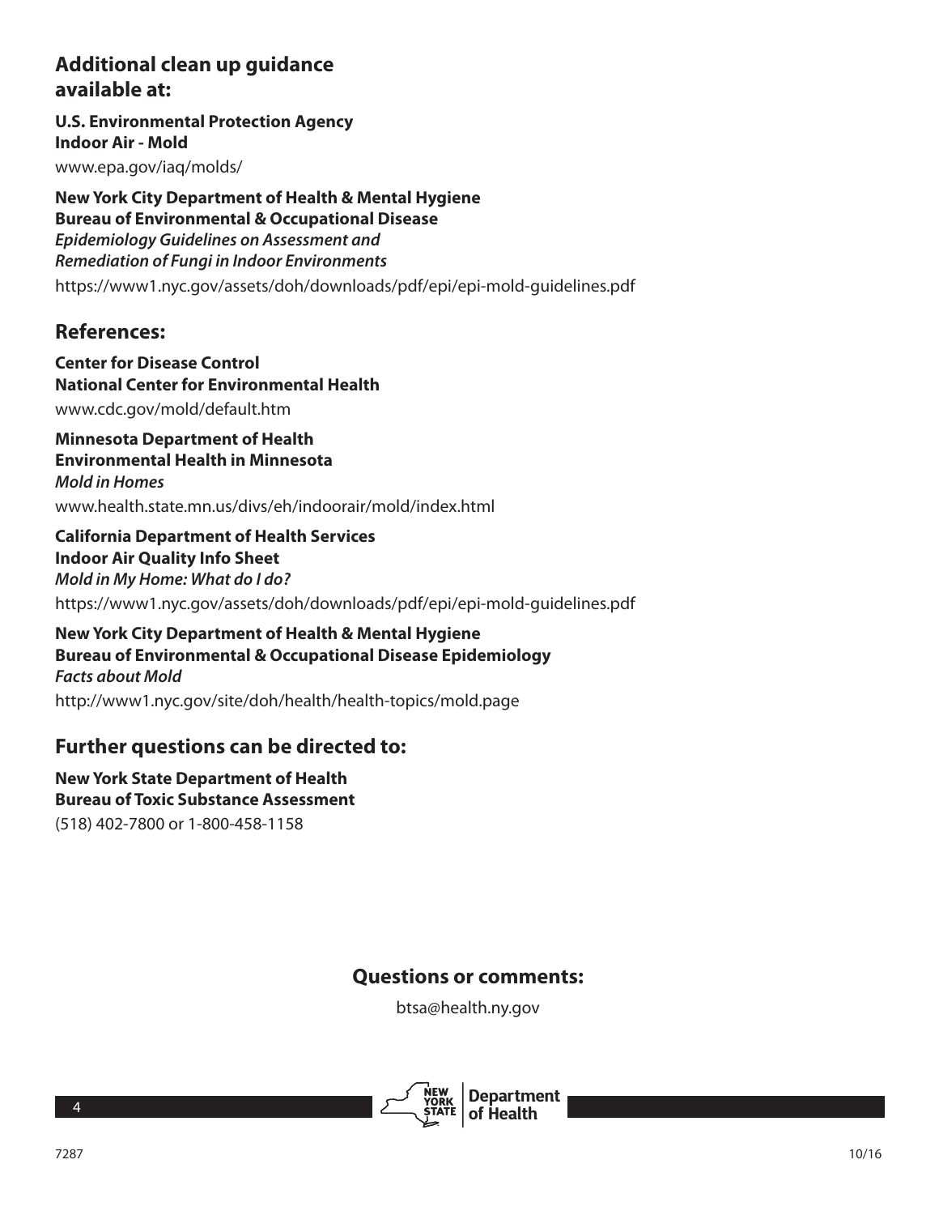## Additional clean up guidance available at:

**U.S. Environmental Protection Agency**
**Indoor Air - Mold**
www.epa.gov/iaq/molds/

**New York City Department of Health & Mental Hygiene**
**Bureau of Environmental & Occupational Disease**
***Epidemiology Guidelines on Assessment and Remediation of Fungi in Indoor Environments***
https://www1.nyc.gov/assets/doh/downloads/pdf/epi/epi-mold-guidelines.pdf

## References:

**Center for Disease Control**
**National Center for Environmental Health**
www.cdc.gov/mold/default.htm

**Minnesota Department of Health**
**Environmental Health in Minnesota**
***Mold in Homes***
www.health.state.mn.us/divs/eh/indoorair/mold/index.html

**California Department of Health Services**
**Indoor Air Quality Info Sheet**
***Mold in My Home: What do I do?***
https://www1.nyc.gov/assets/doh/downloads/pdf/epi/epi-mold-guidelines.pdf

**New York City Department of Health & Mental Hygiene**
**Bureau of Environmental & Occupational Disease Epidemiology**
***Facts about Mold***
http://www1.nyc.gov/site/doh/health/health-topics/mold.page

## Further questions can be directed to:

**New York State Department of Health**
**Bureau of Toxic Substance Assessment**
(518) 402-7800 or 1-800-458-1158

### Questions or comments:

btsa@health.ny.gov

NEW YORK STATE Department of Health

7287 10/16